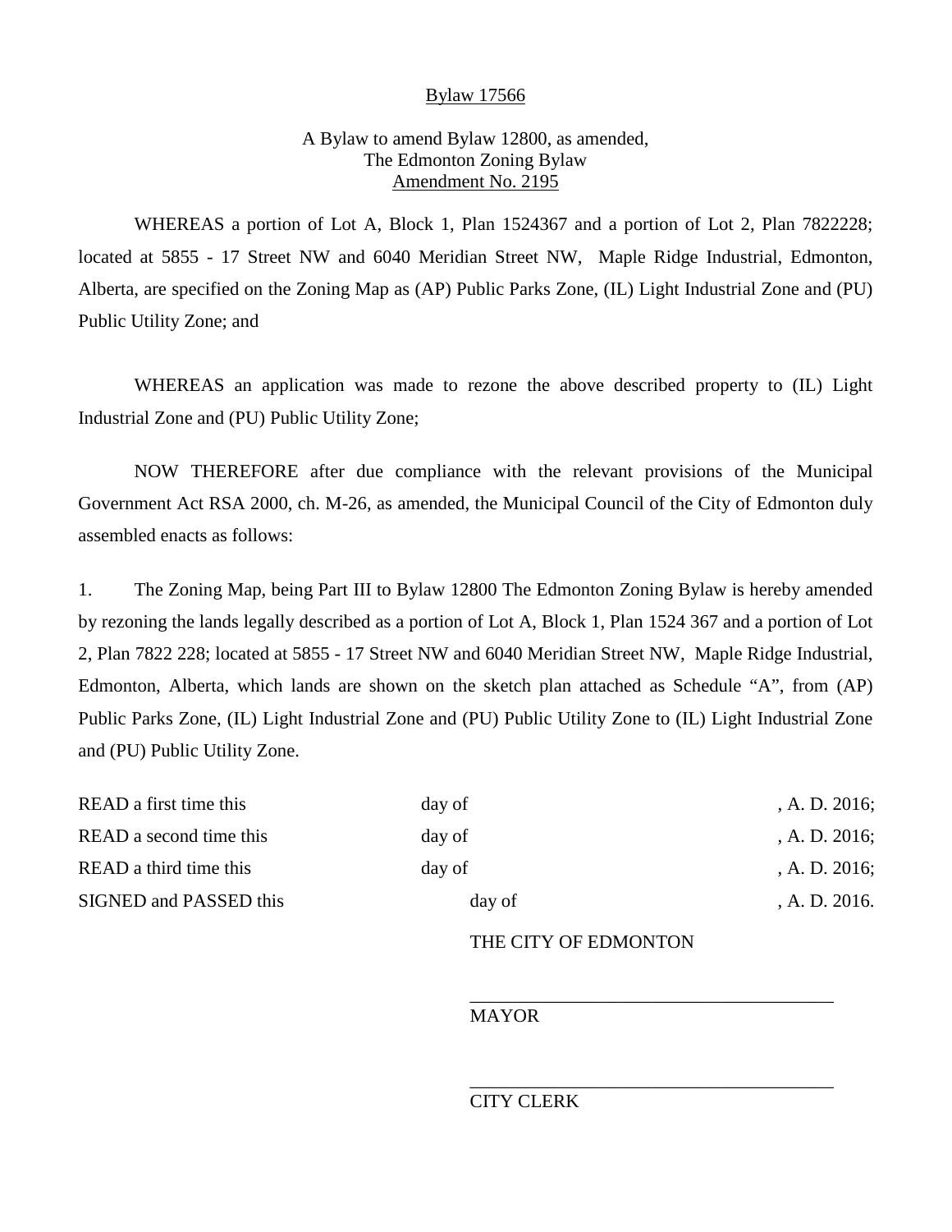Bylaw 17566

A Bylaw to amend Bylaw 12800, as amended,
The Edmonton Zoning Bylaw
Amendment No. 2195

WHEREAS a portion of Lot A, Block 1, Plan 1524367 and a portion of Lot 2, Plan 7822228; located at 5855 - 17 Street NW and 6040 Meridian Street NW, Maple Ridge Industrial, Edmonton, Alberta, are specified on the Zoning Map as (AP) Public Parks Zone, (IL) Light Industrial Zone and (PU) Public Utility Zone; and

WHEREAS an application was made to rezone the above described property to (IL) Light Industrial Zone and (PU) Public Utility Zone;

NOW THEREFORE after due compliance with the relevant provisions of the Municipal Government Act RSA 2000, ch. M-26, as amended, the Municipal Council of the City of Edmonton duly assembled enacts as follows:

1. The Zoning Map, being Part III to Bylaw 12800 The Edmonton Zoning Bylaw is hereby amended by rezoning the lands legally described as a portion of Lot A, Block 1, Plan 1524 367 and a portion of Lot 2, Plan 7822 228; located at 5855 - 17 Street NW and 6040 Meridian Street NW, Maple Ridge Industrial, Edmonton, Alberta, which lands are shown on the sketch plan attached as Schedule "A", from (AP) Public Parks Zone, (IL) Light Industrial Zone and (PU) Public Utility Zone to (IL) Light Industrial Zone and (PU) Public Utility Zone.

READ a first time this day of , A. D. 2016;
READ a second time this day of , A. D. 2016;
READ a third time this day of , A. D. 2016;
SIGNED and PASSED this day of , A. D. 2016.

THE CITY OF EDMONTON

_______________________________________
MAYOR

_______________________________________
CITY CLERK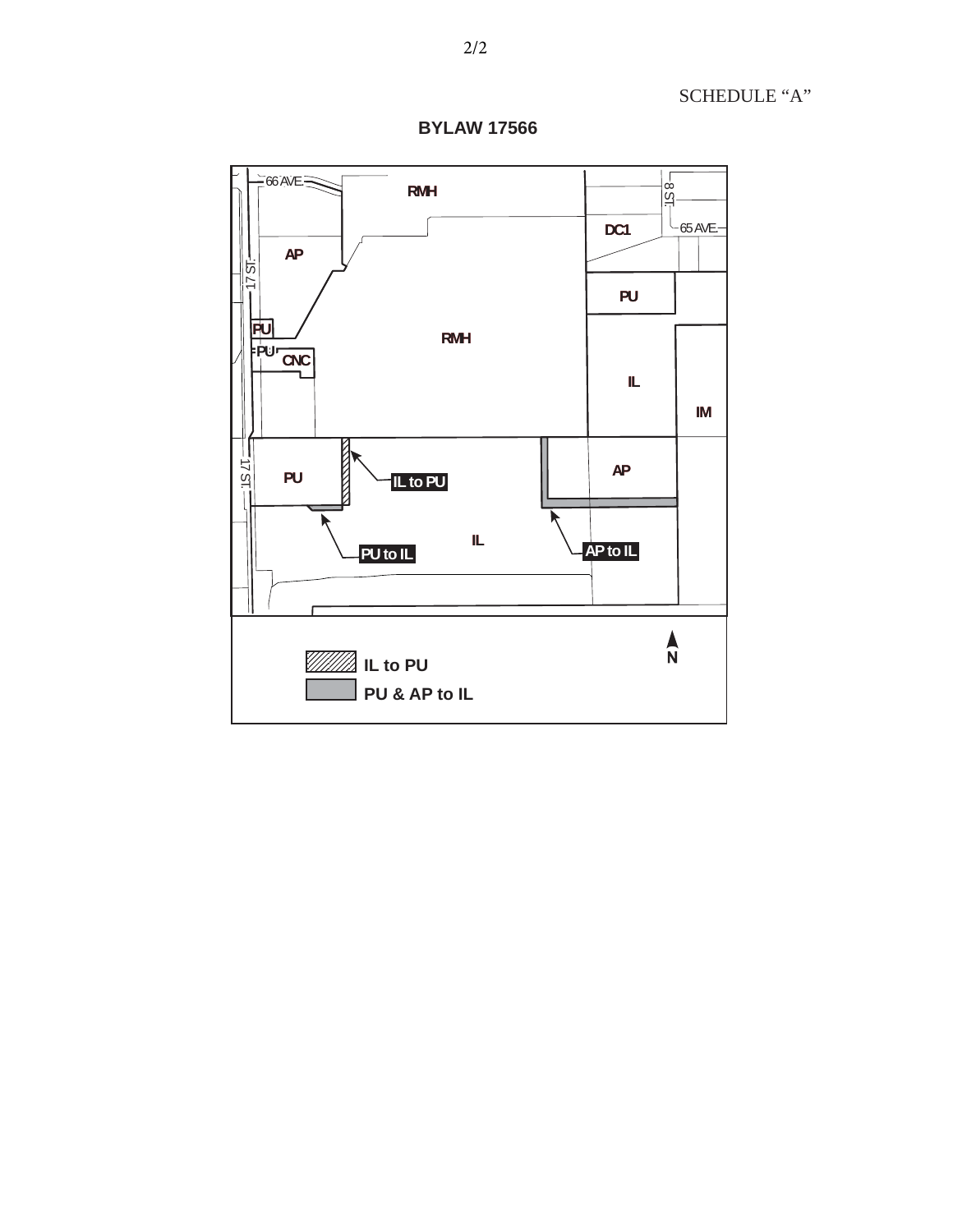SCHEDULE “A”

**BYLAW 17566**

66 AVE.

RMH

8 ST.

65 AVE.

DC1

AP

17 ST.

PU

PU

PU

CNC

RMH

IL

IM

17 ST.

PU

IL to PU

AP

IL

PU to IL

AP to IL

IL to PU

PU & AP to IL

N